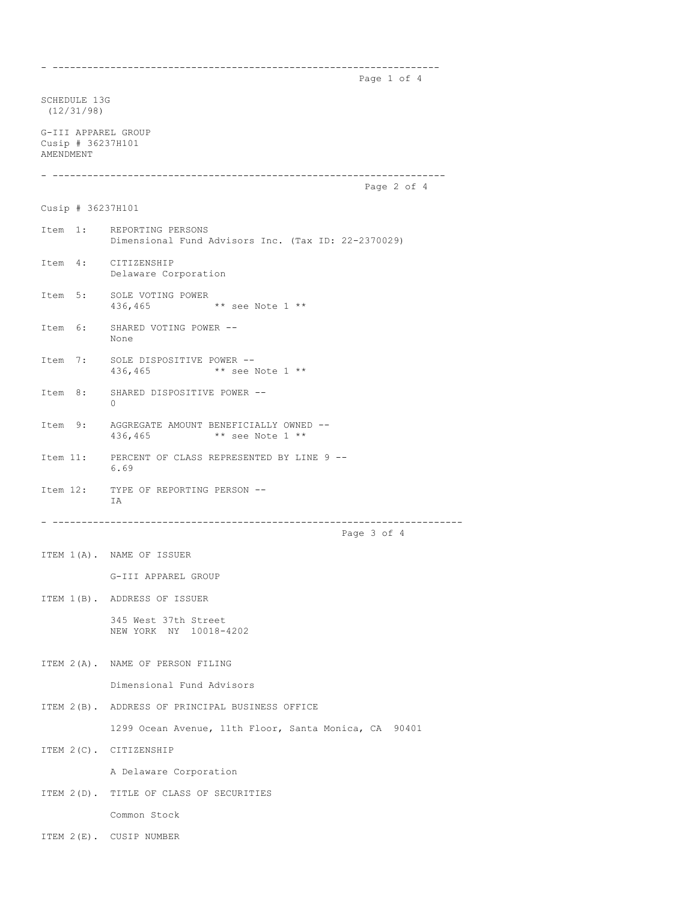SCHEDULE 13G
(12/31/98)

G-III APPAREL GROUP
Cusip # 36237H101
AMENDMENT

---

Cusip # 36237H101

Item 1: REPORTING PERSONS
Dimensional Fund Advisors Inc. (Tax ID: 22-2370029)

Item 4: CITIZENSHIP
Delaware Corporation

Item 5: SOLE VOTING POWER
436,465 ** see Note 1 **

Item 6: SHARED VOTING POWER --
None

Item 7: SOLE DISPOSITIVE POWER --
436,465 ** see Note 1 **

Item 8: SHARED DISPOSITIVE POWER --
0

Item 9: AGGREGATE AMOUNT BENEFICIALLY OWNED --
436,465 ** see Note 1 **

Item 11: PERCENT OF CLASS REPRESENTED BY LINE 9 --
6.69

Item 12: TYPE OF REPORTING PERSON --
IA

---

ITEM 1(A). NAME OF ISSUER

G-III APPAREL GROUP

ITEM 1(B). ADDRESS OF ISSUER

345 West 37th Street
NEW YORK NY 10018-4202

ITEM 2(A). NAME OF PERSON FILING

Dimensional Fund Advisors

ITEM 2(B). ADDRESS OF PRINCIPAL BUSINESS OFFICE

1299 Ocean Avenue, 11th Floor, Santa Monica, CA 90401

ITEM 2(C). CITIZENSHIP

A Delaware Corporation

ITEM 2(D). TITLE OF CLASS OF SECURITIES

Common Stock

ITEM 2(E). CUSIP NUMBER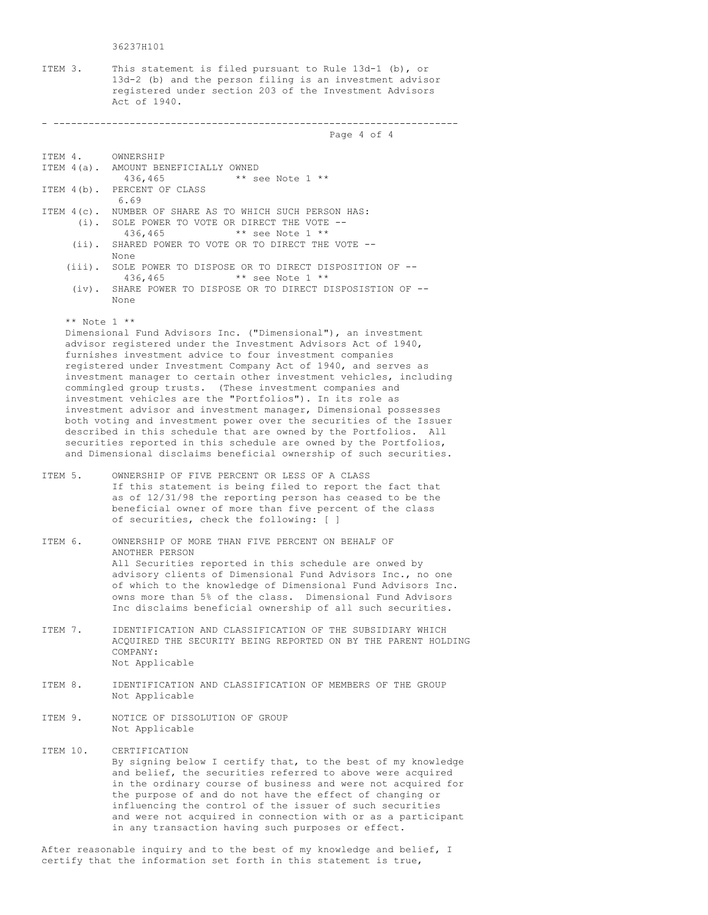36237H101

ITEM 3. This statement is filed pursuant to Rule 13d-1 (b), or 13d-2 (b) and the person filing is an investment advisor registered under section 203 of the Investment Advisors Act of 1940.

---

ITEM 4. OWNERSHIP

ITEM 4(a). AMOUNT BENEFICIALLY OWNED
436,465 ** see Note 1 **

ITEM 4(b). PERCENT OF CLASS
6.69

ITEM 4(c). NUMBER OF SHARE AS TO WHICH SUCH PERSON HAS:

(i). SOLE POWER TO VOTE OR DIRECT THE VOTE --
436,465 ** see Note 1 **

(ii). SHARED POWER TO VOTE OR TO DIRECT THE VOTE --
None

(iii). SOLE POWER TO DISPOSE OR TO DIRECT DISPOSITION OF --
436,465 ** see Note 1 **

(iv). SHARE POWER TO DISPOSE OR TO DIRECT DISPOSISTION OF --
None

** Note 1 **
Dimensional Fund Advisors Inc. ("Dimensional"), an investment advisor registered under the Investment Advisors Act of 1940, furnishes investment advice to four investment companies registered under Investment Company Act of 1940, and serves as investment manager to certain other investment vehicles, including commingled group trusts. (These investment companies and investment vehicles are the "Portfolios"). In its role as investment advisor and investment manager, Dimensional possesses both voting and investment power over the securities of the Issuer described in this schedule that are owned by the Portfolios. All securities reported in this schedule are owned by the Portfolios, and Dimensional disclaims beneficial ownership of such securities.

ITEM 5. OWNERSHIP OF FIVE PERCENT OR LESS OF A CLASS
If this statement is being filed to report the fact that as of 12/31/98 the reporting person has ceased to be the beneficial owner of more than five percent of the class of securities, check the following: [ ]

ITEM 6. OWNERSHIP OF MORE THAN FIVE PERCENT ON BEHALF OF ANOTHER PERSON
All Securities reported in this schedule are onwed by advisory clients of Dimensional Fund Advisors Inc., no one of which to the knowledge of Dimensional Fund Advisors Inc. owns more than 5% of the class. Dimensional Fund Advisors Inc disclaims beneficial ownership of all such securities.

ITEM 7. IDENTIFICATION AND CLASSIFICATION OF THE SUBSIDIARY WHICH ACQUIRED THE SECURITY BEING REPORTED ON BY THE PARENT HOLDING COMPANY:
Not Applicable

ITEM 8. IDENTIFICATION AND CLASSIFICATION OF MEMBERS OF THE GROUP
Not Applicable

ITEM 9. NOTICE OF DISSOLUTION OF GROUP
Not Applicable

ITEM 10. CERTIFICATION
By signing below I certify that, to the best of my knowledge and belief, the securities referred to above were acquired in the ordinary course of business and were not acquired for the purpose of and do not have the effect of changing or influencing the control of the issuer of such securities and were not acquired in connection with or as a participant in any transaction having such purposes or effect.

After reasonable inquiry and to the best of my knowledge and belief, I certify that the information set forth in this statement is true,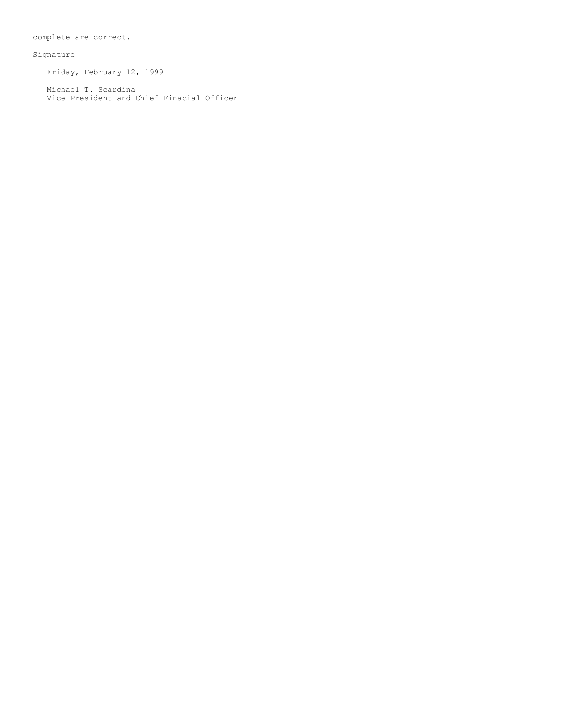complete are correct.

Signature

Friday, February 12, 1999

Michael T. Scardina
Vice President and Chief Finacial Officer